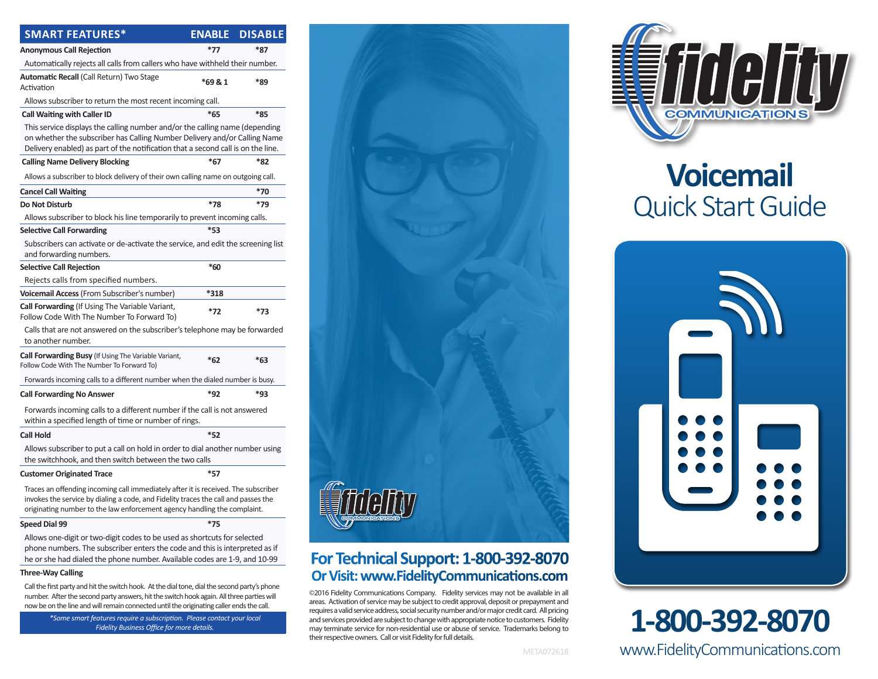| SMART FEATURES* | ENABLE | DISABLE |
|---|---|---|
| **Anonymous Call Rejection** | *77 | *87 |
| Automatically rejects all calls from callers who have withheld their number. | | |
| **Automatic Recall** (Call Return) Two Stage Activation | *69 & 1 | *89 |
| Allows subscriber to return the most recent incoming call. | | |
| **Call Waiting with Caller ID** | *65 | *85 |
| This service displays the calling number and/or the calling name (depending on whether the subscriber has Calling Number Delivery and/or Calling Name Delivery enabled) as part of the notification that a second call is on the line. | | |
| **Calling Name Delivery Blocking** | *67 | *82 |
| Allows a subscriber to block delivery of their own calling name on outgoing call. | | |
| **Cancel Call Waiting** | | *70 |
| **Do Not Disturb** | *78 | *79 |
| Allows subscriber to block his line temporarily to prevent incoming calls. | | |
| **Selective Call Forwarding** | *53 | |
| Subscribers can activate or de-activate the service, and edit the screening list and forwarding numbers. | | |
| **Selective Call Rejection** | *60 | |
| Rejects calls from specified numbers. | | |
| **Voicemail Access** (From Subscriber's number) | *318 | |
| **Call Forwarding** (If Using The Variable Variant, Follow Code With The Number To Forward To) | *72 | *73 |
| Calls that are not answered on the subscriber's telephone may be forwarded to another number. | | |
| **Call Forwarding Busy** (If Using The Variable Variant, Follow Code With The Number To Forward To) | *62 | *63 |
| Forwards incoming calls to a different number when the dialed number is busy. | | |
| **Call Forwarding No Answer** | *92 | *93 |
| Forwards incoming calls to a different number if the call is not answered within a specified length of time or number of rings. | | |
| **Call Hold** | *52 | |
| Allows subscriber to put a call on hold in order to dial another number using the switchhook, and then switch between the two calls | | |
| **Customer Originated Trace** | *57 | |
| Traces an offending incoming call immediately after it is received. The subscriber invokes the service by dialing a code, and Fidelity traces the call and passes the originating number to the law enforcement agency handling the complaint. | | |
| **Speed Dial 99** | *75 | |
| Allows one-digit or two-digit codes to be used as shortcuts for selected phone numbers. The subscriber enters the code and this is interpreted as if he or she had dialed the phone number. Available codes are 1-9, and 10-99 | | |
| **Three-Way Calling** | | |
| Call the first party and hit the switch hook. At the dial tone, dial the second party's phone number. After the second party answers, hit the switch hook again. All three parties will now be on the line and will remain connected until the originating caller ends the call. | | |

*\*Some smart features require a subscription. Please contact your local Fidelity Business Office for more details.*

fidelity COMMUNICATIONS

## For Technical Support: 1-800-392-8070
## Or Visit: www.FidelityCommunications.com

©2016 Fidelity Communications Company. Fidelity services may not be available in all areas. Activation of service may be subject to credit approval, deposit or prepayment and requires a valid service address, social security number and/or major credit card. All pricing and services provided are subject to change with appropriate notice to customers. Fidelity may terminate service for non-residential use or abuse of service. Trademarks belong to their respective owners. Call or visit Fidelity for full details.

META072618

fidelity COMMUNICATIONS

# Voicemail
## Quick Start Guide

# 1-800-392-8070

www.FidelityCommunications.com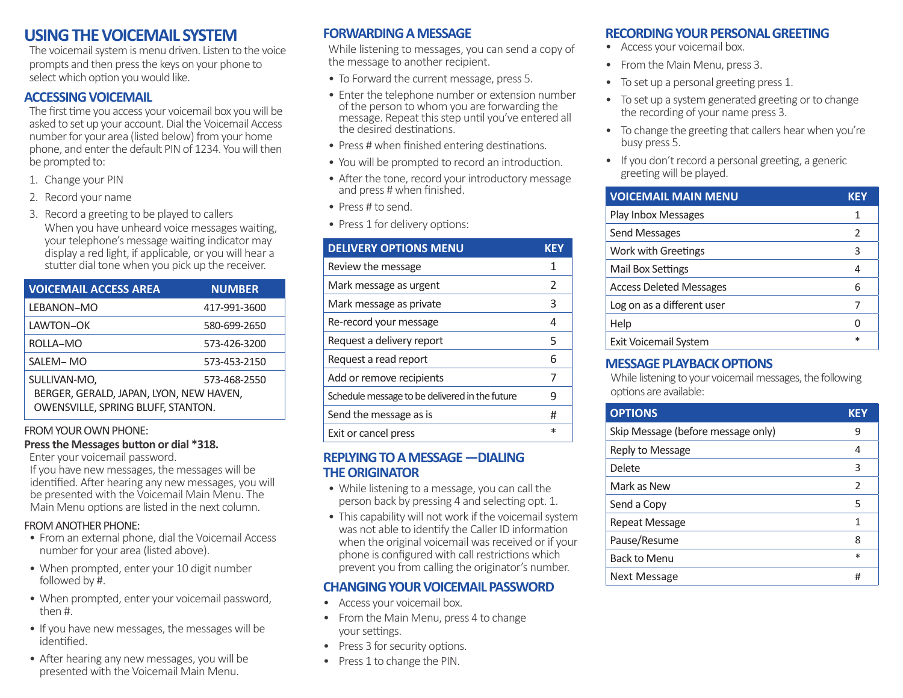# USING THE VOICEMAIL SYSTEM

The voicemail system is menu driven. Listen to the voice prompts and then press the keys on your phone to select which option you would like.

## ACCESSING VOICEMAIL

The first time you access your voicemail box you will be asked to set up your account. Dial the Voicemail Access number for your area (listed below) from your home phone, and enter the default PIN of 1234. You will then be prompted to:

1. Change your PIN
2. Record your name
3. Record a greeting to be played to callers
   When you have unheard voice messages waiting, your telephone's message waiting indicator may display a red light, if applicable, or you will hear a stutter dial tone when you pick up the receiver.

| VOICEMAIL ACCESS AREA | NUMBER |
|---|---|
| LEBANON–MO | 417-991-3600 |
| LAWTON–OK | 580-699-2650 |
| ROLLA–MO | 573-426-3200 |
| SALEM– MO | 573-453-2150 |
| SULLIVAN-MO, BERGER, GERALD, JAPAN, LYON, NEW HAVEN, OWENSVILLE, SPRING BLUFF, STANTON. | 573-468-2550 |

FROM YOUR OWN PHONE:

**Press the Messages button or dial *318.**

Enter your voicemail password.

If you have new messages, the messages will be identified. After hearing any new messages, you will be presented with the Voicemail Main Menu. The Main Menu options are listed in the next column.

FROM ANOTHER PHONE:

- From an external phone, dial the Voicemail Access number for your area (listed above).
- When prompted, enter your 10 digit number followed by #.
- When prompted, enter your voicemail password, then #.
- If you have new messages, the messages will be identified.
- After hearing any new messages, you will be presented with the Voicemail Main Menu.

## FORWARDING A MESSAGE

While listening to messages, you can send a copy of the message to another recipient.

- To Forward the current message, press 5.
- Enter the telephone number or extension number of the person to whom you are forwarding the message. Repeat this step until you've entered all the desired destinations.
- Press # when finished entering destinations.
- You will be prompted to record an introduction.
- After the tone, record your introductory message and press # when finished.
- Press # to send.
- Press 1 for delivery options:

| DELIVERY OPTIONS MENU | KEY |
|---|---|
| Review the message | 1 |
| Mark message as urgent | 2 |
| Mark message as private | 3 |
| Re-record your message | 4 |
| Request a delivery report | 5 |
| Request a read report | 6 |
| Add or remove recipients | 7 |
| Schedule message to be delivered in the future | 9 |
| Send the message as is | # |
| Exit or cancel press | * |

## REPLYING TO A MESSAGE —DIALING THE ORIGINATOR

- While listening to a message, you can call the person back by pressing 4 and selecting opt. 1.
- This capability will not work if the voicemail system was not able to identify the Caller ID information when the original voicemail was received or if your phone is configured with call restrictions which prevent you from calling the originator's number.

## CHANGING YOUR VOICEMAIL PASSWORD

- Access your voicemail box.
- From the Main Menu, press 4 to change your settings.
- Press 3 for security options.
- Press 1 to change the PIN.

## RECORDING YOUR PERSONAL GREETING

- Access your voicemail box.
- From the Main Menu, press 3.
- To set up a personal greeting press 1.
- To set up a system generated greeting or to change the recording of your name press 3.
- To change the greeting that callers hear when you're busy press 5.
- If you don't record a personal greeting, a generic greeting will be played.

| VOICEMAIL MAIN MENU | KEY |
|---|---|
| Play Inbox Messages | 1 |
| Send Messages | 2 |
| Work with Greetings | 3 |
| Mail Box Settings | 4 |
| Access Deleted Messages | 6 |
| Log on as a different user | 7 |
| Help | 0 |
| Exit Voicemail System | * |

## MESSAGE PLAYBACK OPTIONS

While listening to your voicemail messages, the following options are available:

| OPTIONS | KEY |
|---|---|
| Skip Message (before message only) | 9 |
| Reply to Message | 4 |
| Delete | 3 |
| Mark as New | 2 |
| Send a Copy | 5 |
| Repeat Message | 1 |
| Pause/Resume | 8 |
| Back to Menu | * |
| Next Message | # |